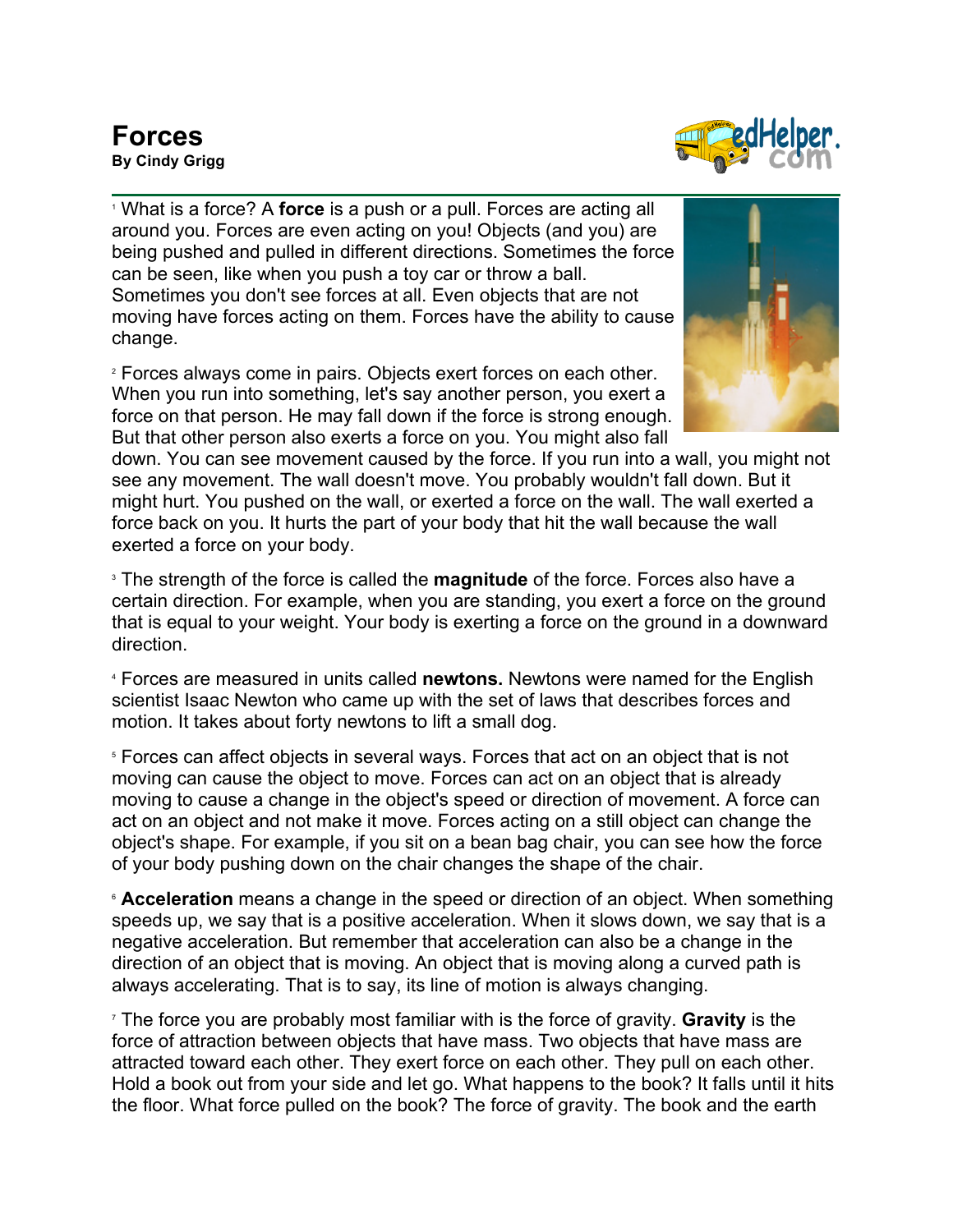# Forces

**By Cindy Grigg**

[1] What is a force? A **force** is a push or a pull. Forces are acting all around you. Forces are even acting on you! Objects (and you) are being pushed and pulled in different directions. Sometimes the force can be seen, like when you push a toy car or throw a ball. Sometimes you don't see forces at all. Even objects that are not moving have forces acting on them. Forces have the ability to cause change.

[2] Forces always come in pairs. Objects exert forces on each other. When you run into something, let's say another person, you exert a force on that person. He may fall down if the force is strong enough. But that other person also exerts a force on you. You might also fall down. You can see movement caused by the force. If you run into a wall, you might not see any movement. The wall doesn't move. You probably wouldn't fall down. But it might hurt. You pushed on the wall, or exerted a force on the wall. The wall exerted a force back on you. It hurts the part of your body that hit the wall because the wall exerted a force on your body.

[3] The strength of the force is called the **magnitude** of the force. Forces also have a certain direction. For example, when you are standing, you exert a force on the ground that is equal to your weight. Your body is exerting a force on the ground in a downward direction.

[4] Forces are measured in units called **newtons.** Newtons were named for the English scientist Isaac Newton who came up with the set of laws that describes forces and motion. It takes about forty newtons to lift a small dog.

[5] Forces can affect objects in several ways. Forces that act on an object that is not moving can cause the object to move. Forces can act on an object that is already moving to cause a change in the object's speed or direction of movement. A force can act on an object and not make it move. Forces acting on a still object can change the object's shape. For example, if you sit on a bean bag chair, you can see how the force of your body pushing down on the chair changes the shape of the chair.

[6] **Acceleration** means a change in the speed or direction of an object. When something speeds up, we say that is a positive acceleration. When it slows down, we say that is a negative acceleration. But remember that acceleration can also be a change in the direction of an object that is moving. An object that is moving along a curved path is always accelerating. That is to say, its line of motion is always changing.

[7] The force you are probably most familiar with is the force of gravity. **Gravity** is the force of attraction between objects that have mass. Two objects that have mass are attracted toward each other. They exert force on each other. They pull on each other. Hold a book out from your side and let go. What happens to the book? It falls until it hits the floor. What force pulled on the book? The force of gravity. The book and the earth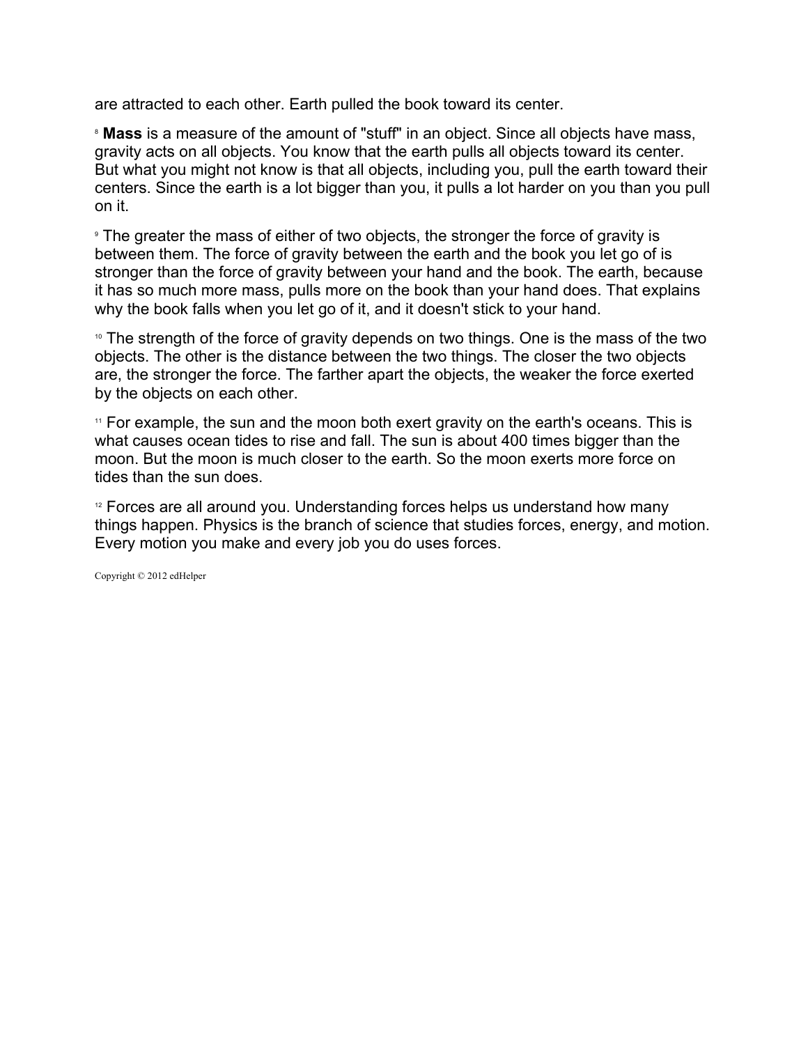are attracted to each other. Earth pulled the book toward its center.

[8] **Mass** is a measure of the amount of "stuff" in an object. Since all objects have mass, gravity acts on all objects. You know that the earth pulls all objects toward its center. But what you might not know is that all objects, including you, pull the earth toward their centers. Since the earth is a lot bigger than you, it pulls a lot harder on you than you pull on it.

[9] The greater the mass of either of two objects, the stronger the force of gravity is between them. The force of gravity between the earth and the book you let go of is stronger than the force of gravity between your hand and the book. The earth, because it has so much more mass, pulls more on the book than your hand does. That explains why the book falls when you let go of it, and it doesn't stick to your hand.

[10] The strength of the force of gravity depends on two things. One is the mass of the two objects. The other is the distance between the two things. The closer the two objects are, the stronger the force. The farther apart the objects, the weaker the force exerted by the objects on each other.

[11] For example, the sun and the moon both exert gravity on the earth's oceans. This is what causes ocean tides to rise and fall. The sun is about 400 times bigger than the moon. But the moon is much closer to the earth. So the moon exerts more force on tides than the sun does.

[12] Forces are all around you. Understanding forces helps us understand how many things happen. Physics is the branch of science that studies forces, energy, and motion. Every motion you make and every job you do uses forces.

Copyright © 2012 edHelper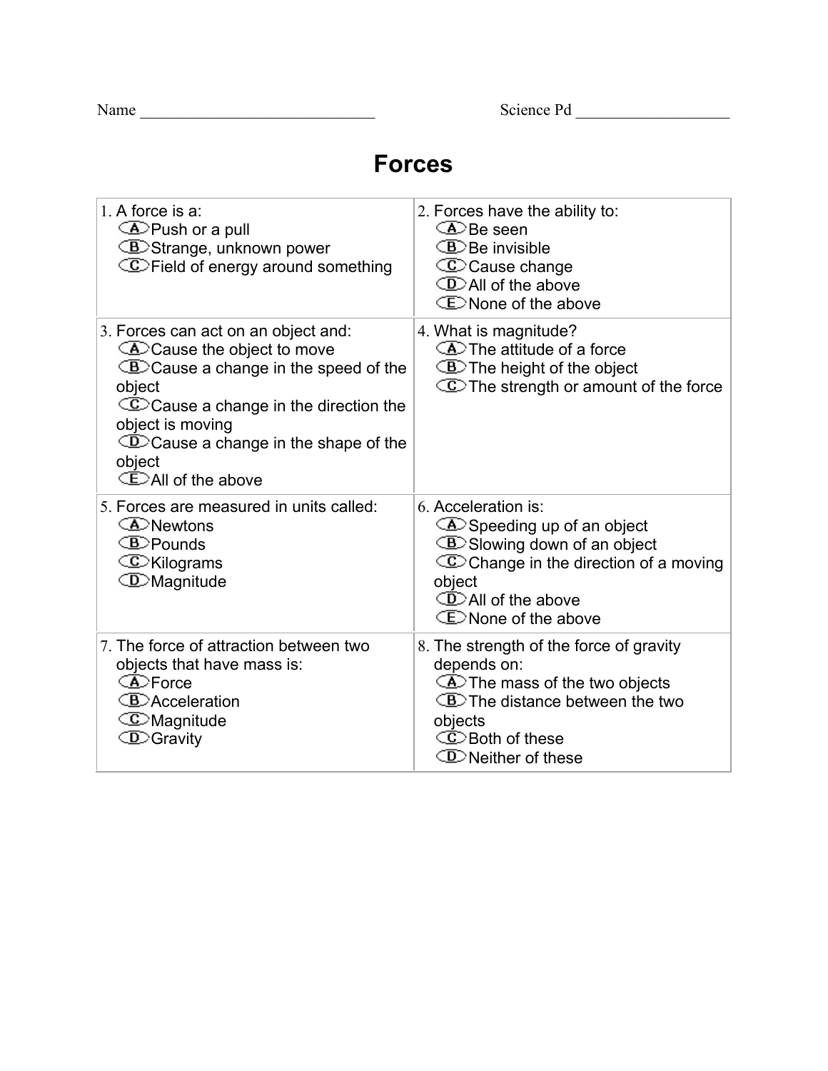Name ______________________________ Science Pd ___________________

# Forces

1. A force is a:
   - (A) Push or a pull
   - (B) Strange, unknown power
   - (C) Field of energy around something

2. Forces have the ability to:
   - (A) Be seen
   - (B) Be invisible
   - (C) Cause change
   - (D) All of the above
   - (E) None of the above

3. Forces can act on an object and:
   - (A) Cause the object to move
   - (B) Cause a change in the speed of the object
   - (C) Cause a change in the direction the object is moving
   - (D) Cause a change in the shape of the object
   - (E) All of the above

4. What is magnitude?
   - (A) The attitude of a force
   - (B) The height of the object
   - (C) The strength or amount of the force

5. Forces are measured in units called:
   - (A) Newtons
   - (B) Pounds
   - (C) Kilograms
   - (D) Magnitude

6. Acceleration is:
   - (A) Speeding up of an object
   - (B) Slowing down of an object
   - (C) Change in the direction of a moving object
   - (D) All of the above
   - (E) None of the above

7. The force of attraction between two objects that have mass is:
   - (A) Force
   - (B) Acceleration
   - (C) Magnitude
   - (D) Gravity

8. The strength of the force of gravity depends on:
   - (A) The mass of the two objects
   - (B) The distance between the two objects
   - (C) Both of these
   - (D) Neither of these